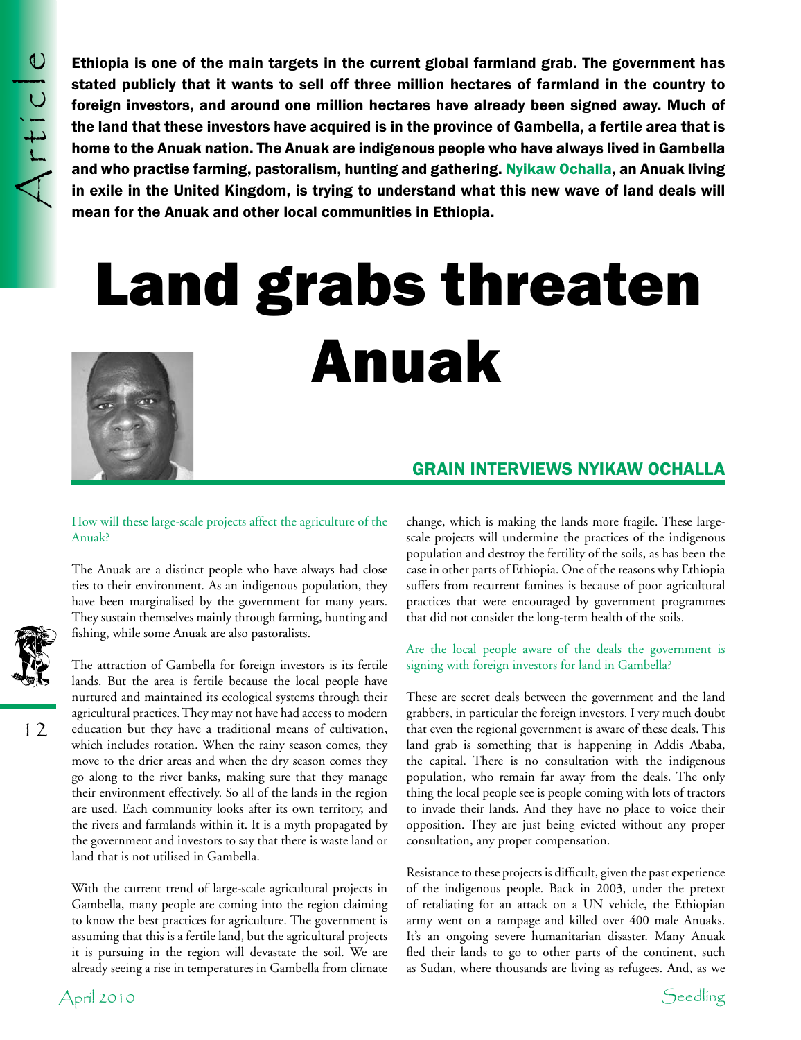**Ethiopia is one of the main targets in the current global farmland grab. The government has stated publicly that it wants to sell off three million hectares of farmland in the country to foreign investors, and around one million hectares have already been signed away. Much of the land that these investors have acquired is in the province of Gambella, a fertile area that is home to the Anuak nation. The Anuak are indigenous people who have always lived in Gambella and who practise farming, pastoralism, hunting and gathering. Nyikaw Ochalla, an Anuak living in exile in the United Kingdom, is trying to understand what this new wave of land deals will mean for the Anuak and other local communities in Ethiopia.**

# Land grabs threaten Anuak

## GRAIN INTERVIEWS NYIKAW OCHALLA

*How will these large-scale projects affect the agriculture of the Anuak?*

The Anuak are a distinct people who have always had close ties to their environment. As an indigenous population, they have been marginalised by the government for many years. They sustain themselves mainly through farming, hunting and fishing, while some Anuak are also pastoralists.

The attraction of Gambella for foreign investors is its fertile lands. But the area is fertile because the local people have nurtured and maintained its ecological systems through their agricultural practices. They may not have had access to modern education but they have a traditional means of cultivation, which includes rotation. When the rainy season comes, they move to the drier areas and when the dry season comes they go along to the river banks, making sure that they manage their environment effectively. So all of the lands in the region are used. Each community looks after its own territory, and the rivers and farmlands within it. It is a myth propagated by the government and investors to say that there is waste land or land that is not utilised in Gambella.

With the current trend of large-scale agricultural projects in Gambella, many people are coming into the region claiming to know the best practices for agriculture. The government is assuming that this is a fertile land, but the agricultural projects it is pursuing in the region will devastate the soil. We are already seeing a rise in temperatures in Gambella from climate change, which is making the lands more fragile. These large-scale projects will undermine the practices of the indigenous population and destroy the fertility of the soils, as has been the case in other parts of Ethiopia. One of the reasons why Ethiopia suffers from recurrent famines is because of poor agricultural practices that were encouraged by government programmes that did not consider the long-term health of the soils.

*Are the local people aware of the deals the government is signing with foreign investors for land in Gambella?*

These are secret deals between the government and the land grabbers, in particular the foreign investors. I very much doubt that even the regional government is aware of these deals. This land grab is something that is happening in Addis Ababa, the capital. There is no consultation with the indigenous population, who remain far away from the deals. The only thing the local people see is people coming with lots of tractors to invade their lands. And they have no place to voice their opposition. They are just being evicted without any proper consultation, any proper compensation.

Resistance to these projects is difficult, given the past experience of the indigenous people. Back in 2003, under the pretext of retaliating for an attack on a UN vehicle, the Ethiopian army went on a rampage and killed over 400 male Anuaks. It's an ongoing severe humanitarian disaster. Many Anuak fled their lands to go to other parts of the continent, such as Sudan, where thousands are living as refugees. And, as we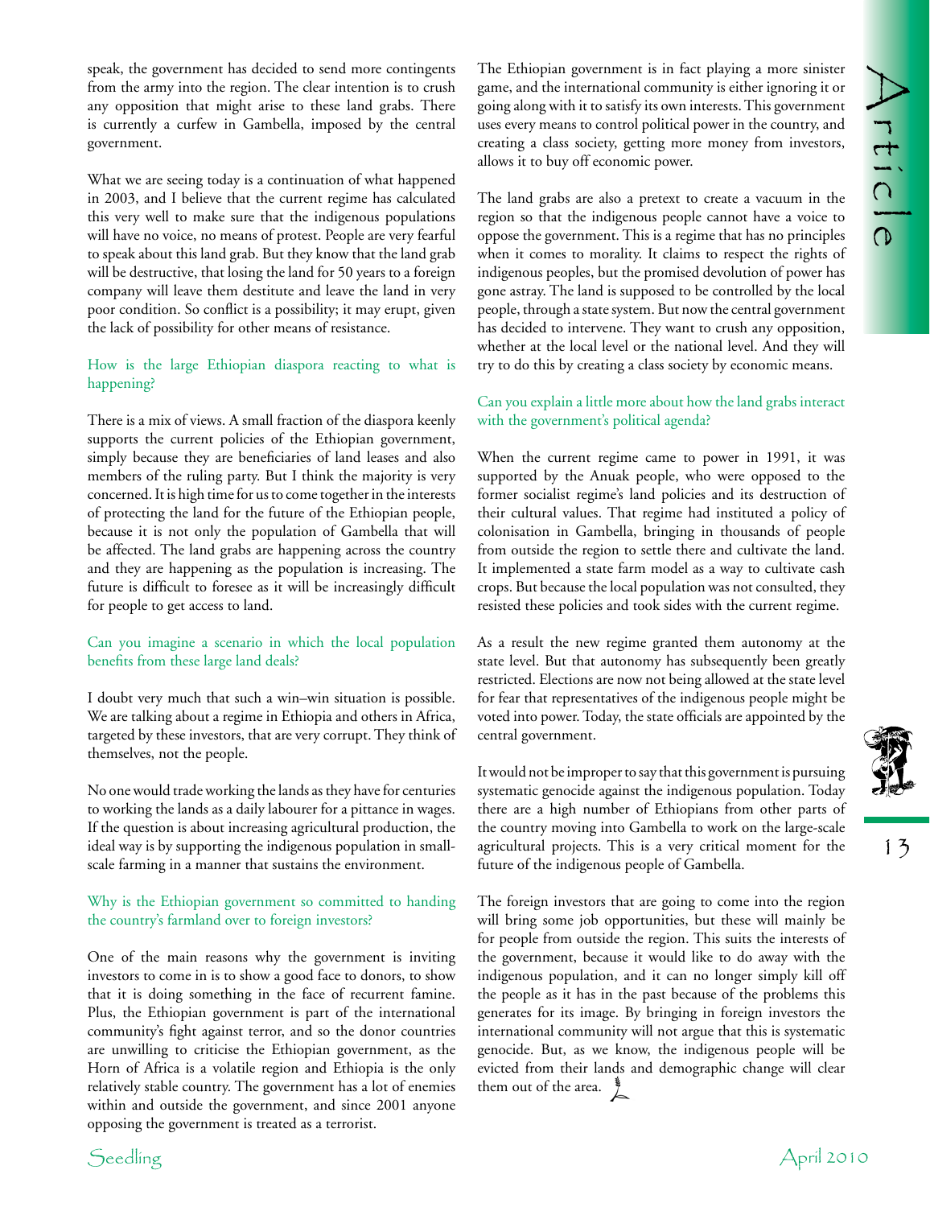speak, the government has decided to send more contingents from the army into the region. The clear intention is to crush any opposition that might arise to these land grabs. There is currently a curfew in Gambella, imposed by the central government.

What we are seeing today is a continuation of what happened in 2003, and I believe that the current regime has calculated this very well to make sure that the indigenous populations will have no voice, no means of protest. People are very fearful to speak about this land grab. But they know that the land grab will be destructive, that losing the land for 50 years to a foreign company will leave them destitute and leave the land in very poor condition. So conflict is a possibility; it may erupt, given the lack of possibility for other means of resistance.

**How is the large Ethiopian diaspora reacting to what is happening?**

There is a mix of views. A small fraction of the diaspora keenly supports the current policies of the Ethiopian government, simply because they are beneficiaries of land leases and also members of the ruling party. But I think the majority is very concerned. It is high time for us to come together in the interests of protecting the land for the future of the Ethiopian people, because it is not only the population of Gambella that will be affected. The land grabs are happening across the country and they are happening as the population is increasing. The future is difficult to foresee as it will be increasingly difficult for people to get access to land.

**Can you imagine a scenario in which the local population benefits from these large land deals?**

I doubt very much that such a win–win situation is possible. We are talking about a regime in Ethiopia and others in Africa, targeted by these investors, that are very corrupt. They think of themselves, not the people.

No one would trade working the lands as they have for centuries to working the lands as a daily labourer for a pittance in wages. If the question is about increasing agricultural production, the ideal way is by supporting the indigenous population in small-scale farming in a manner that sustains the environment.

**Why is the Ethiopian government so committed to handing the country's farmland over to foreign investors?**

One of the main reasons why the government is inviting investors to come in is to show a good face to donors, to show that it is doing something in the face of recurrent famine. Plus, the Ethiopian government is part of the international community's fight against terror, and so the donor countries are unwilling to criticise the Ethiopian government, as the Horn of Africa is a volatile region and Ethiopia is the only relatively stable country. The government has a lot of enemies within and outside the government, and since 2001 anyone opposing the government is treated as a terrorist.

The Ethiopian government is in fact playing a more sinister game, and the international community is either ignoring it or going along with it to satisfy its own interests. This government uses every means to control political power in the country, and creating a class society, getting more money from investors, allows it to buy off economic power.

The land grabs are also a pretext to create a vacuum in the region so that the indigenous people cannot have a voice to oppose the government. This is a regime that has no principles when it comes to morality. It claims to respect the rights of indigenous peoples, but the promised devolution of power has gone astray. The land is supposed to be controlled by the local people, through a state system. But now the central government has decided to intervene. They want to crush any opposition, whether at the local level or the national level. And they will try to do this by creating a class society by economic means.

**Can you explain a little more about how the land grabs interact with the government's political agenda?**

When the current regime came to power in 1991, it was supported by the Anuak people, who were opposed to the former socialist regime's land policies and its destruction of their cultural values. That regime had instituted a policy of colonisation in Gambella, bringing in thousands of people from outside the region to settle there and cultivate the land. It implemented a state farm model as a way to cultivate cash crops. But because the local population was not consulted, they resisted these policies and took sides with the current regime.

As a result the new regime granted them autonomy at the state level. But that autonomy has subsequently been greatly restricted. Elections are now not being allowed at the state level for fear that representatives of the indigenous people might be voted into power. Today, the state officials are appointed by the central government.

It would not be improper to say that this government is pursuing systematic genocide against the indigenous population. Today there are a high number of Ethiopians from other parts of the country moving into Gambella to work on the large-scale agricultural projects. This is a very critical moment for the future of the indigenous people of Gambella.

The foreign investors that are going to come into the region will bring some job opportunities, but these will mainly be for people from outside the region. This suits the interests of the government, because it would like to do away with the indigenous population, and it can no longer simply kill off the people as it has in the past because of the problems this generates for its image. By bringing in foreign investors the international community will not argue that this is systematic genocide. But, as we know, the indigenous people will be evicted from their lands and demographic change will clear them out of the area.